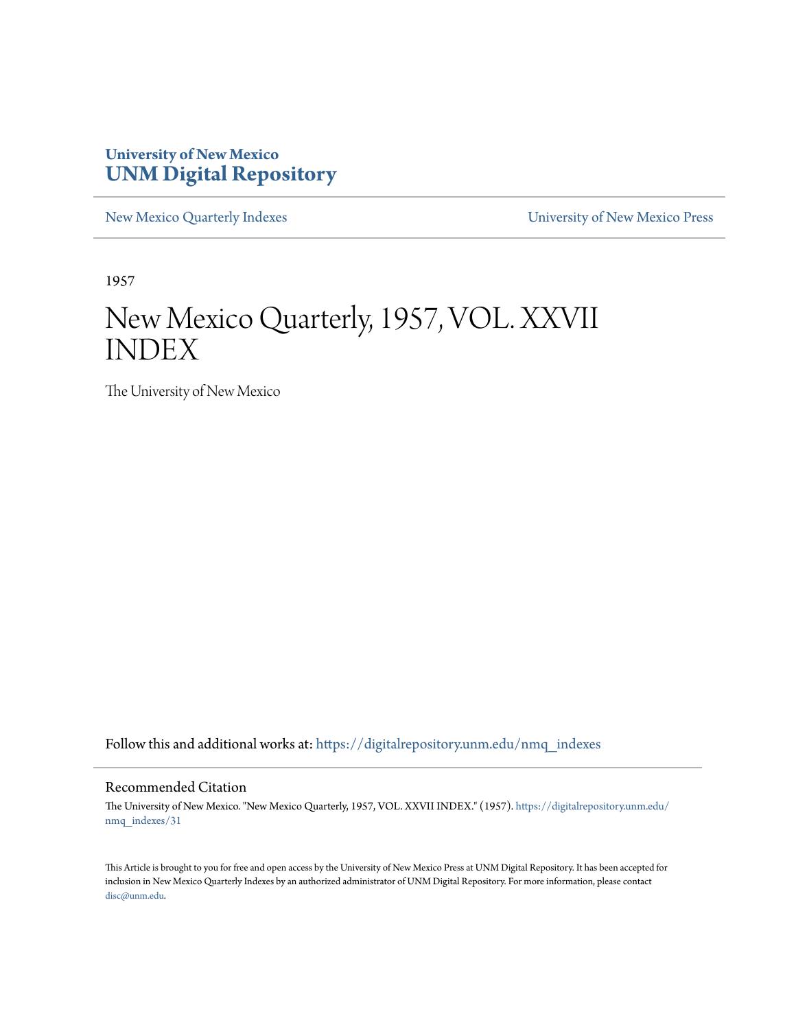University of New Mexico
**UNM Digital Repository**

New Mexico Quarterly Indexes | University of New Mexico Press

1957

# New Mexico Quarterly, 1957, VOL. XXVII INDEX

The University of New Mexico

Follow this and additional works at: https://digitalrepository.unm.edu/nmq_indexes

## Recommended Citation

The University of New Mexico. "New Mexico Quarterly, 1957, VOL. XXVII INDEX." (1957). https://digitalrepository.unm.edu/nmq_indexes/31

This Article is brought to you for free and open access by the University of New Mexico Press at UNM Digital Repository. It has been accepted for inclusion in New Mexico Quarterly Indexes by an authorized administrator of UNM Digital Repository. For more information, please contact disc@unm.edu.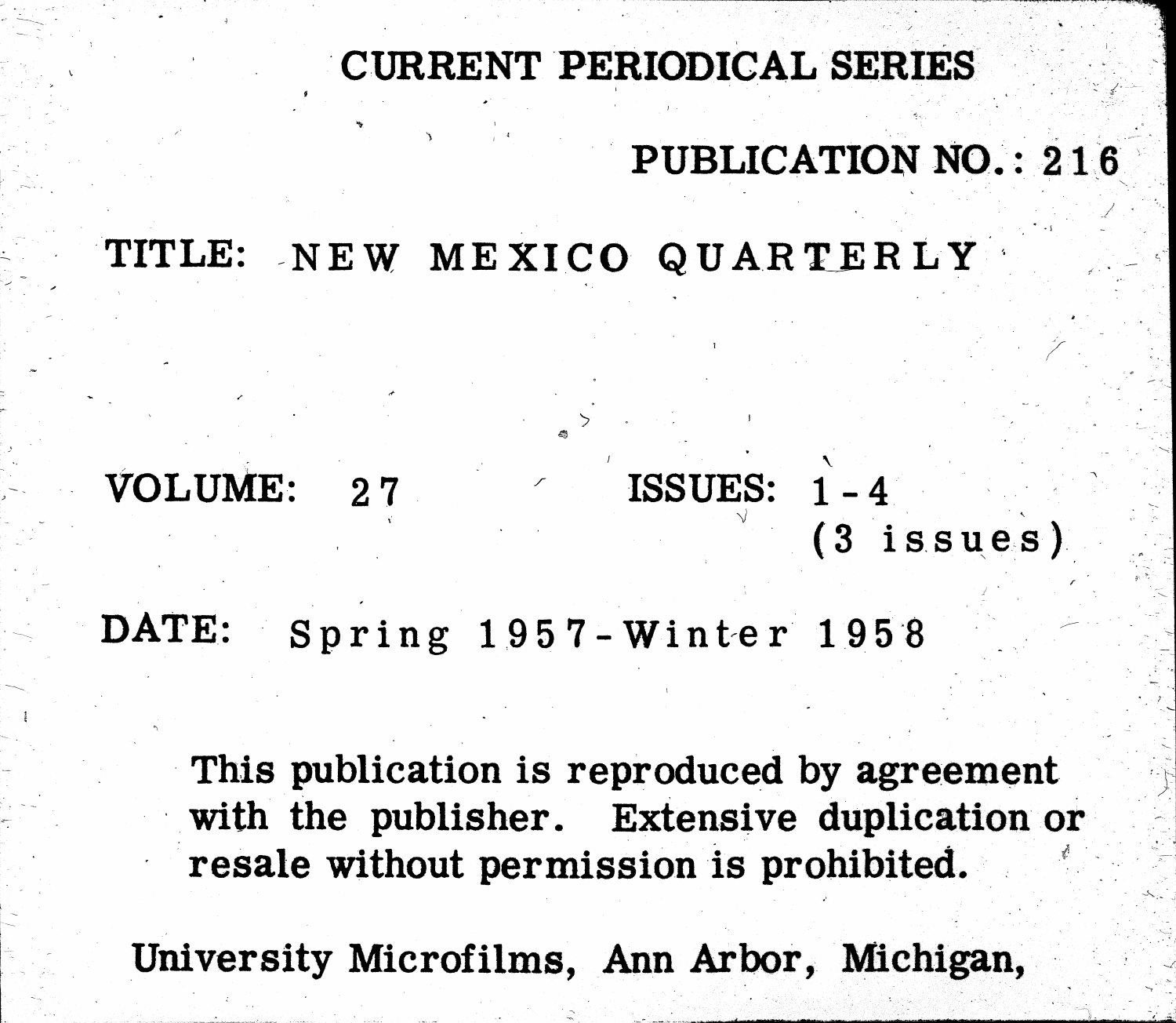# CURRENT PERIODICAL SERIES

PUBLICATION NO.: 216

TITLE: NEW MEXICO QUARTERLY

VOLUME: 27

ISSUES: 1-4
(3 issues)

DATE: Spring 1957-Winter 1958

This publication is reproduced by agreement with the publisher. Extensive duplication or resale without permission is prohibited.

University Microfilms, Ann Arbor, Michigan,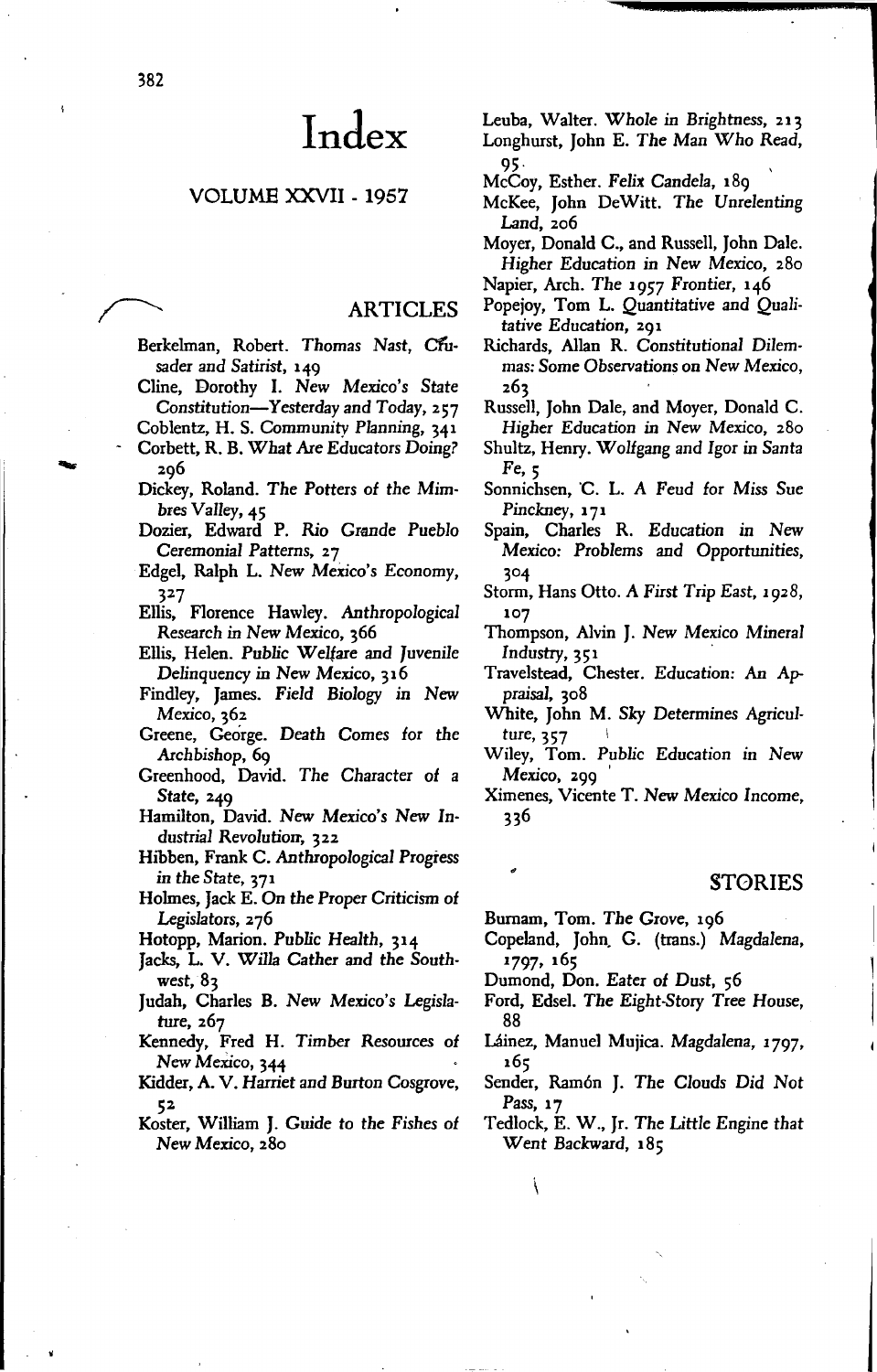# Index

## VOLUME XXVII - 1957

### ARTICLES

Berkelman, Robert. *Thomas Nast, Crusader and Satirist*, 149

Cline, Dorothy I. *New Mexico's State Constitution—Yesterday and Today*, 257

Coblentz, H. S. *Community Planning*, 341

Corbett, R. B. *What Are Educators Doing?* 296

Dickey, Roland. *The Potters of the Mimbres Valley*, 45

Dozier, Edward P. *Rio Grande Pueblo Ceremonial Patterns*, 27

Edgel, Ralph L. *New Mexico's Economy*, 327

Ellis, Florence Hawley. *Anthropological Research in New Mexico*, 366

Ellis, Helen. *Public Welfare and Juvenile Delinquency in New Mexico*, 316

Findley, James. *Field Biology in New Mexico*, 362

Greene, George. *Death Comes for the Archbishop*, 69

Greenhood, David. *The Character of a State*, 249

Hamilton, David. *New Mexico's New Industrial Revolution*, 322

Hibben, Frank C. *Anthropological Progress in the State*, 371

Holmes, Jack E. *On the Proper Criticism of Legislators*, 276

Hotopp, Marion. *Public Health*, 314

Jacks, L. V. *Willa Cather and the Southwest*, 83

Judah, Charles B. *New Mexico's Legislature*, 267

Kennedy, Fred H. *Timber Resources of New Mexico*, 344

Kidder, A. V. *Harriet and Burton Cosgrove*, 52

Koster, William J. *Guide to the Fishes of New Mexico*, 280

Leuba, Walter. *Whole in Brightness*, 213

Longhurst, John E. *The Man Who Read*, 95

McCoy, Esther. *Felix Candela*, 189

McKee, John DeWitt. *The Unrelenting Land*, 206

Moyer, Donald C., and Russell, John Dale. *Higher Education in New Mexico*, 280

Napier, Arch. *The 1957 Frontier*, 146

Popejoy, Tom L. *Quantitative and Qualitative Education*, 291

Richards, Allan R. *Constitutional Dilemmas: Some Observations on New Mexico*, 263

Russell, John Dale, and Moyer, Donald C. *Higher Education in New Mexico*, 280

Shultz, Henry. *Wolfgang and Igor in Santa Fe*, 5

Sonnichsen, C. L. *A Feud for Miss Sue Pinckney*, 171

Spain, Charles R. *Education in New Mexico: Problems and Opportunities*, 304

Storm, Hans Otto. *A First Trip East, 1928*, 107

Thompson, Alvin J. *New Mexico Mineral Industry*, 351

Travelstead, Chester. *Education: An Appraisal*, 308

White, John M. *Sky Determines Agriculture*, 357

Wiley, Tom. *Public Education in New Mexico*, 299

Ximenes, Vicente T. *New Mexico Income*, 336

### STORIES

Burnam, Tom. *The Grove*, 196

Copeland, John G. (trans.) *Magdalena, 1797*, 165

Dumond, Don. *Eater of Dust*, 56

Ford, Edsel. *The Eight-Story Tree House*, 88

Láinez, Manuel Mujica. *Magdalena, 1797*, 165

Sender, Ramón J. *The Clouds Did Not Pass*, 17

Tedlock, E. W., Jr. *The Little Engine that Went Backward*, 185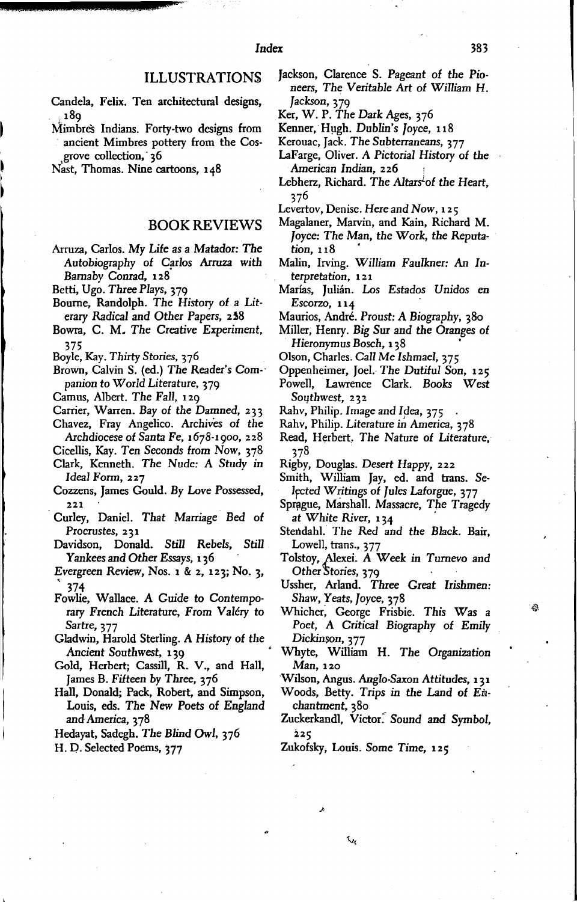## ILLUSTRATIONS

Candela, Felix. Ten architectural designs, 189

Mimbres Indians. Forty-two designs from ancient Mimbres pottery from the Cosgrove collection, 36

Nast, Thomas. Nine cartoons, 148

## BOOK REVIEWS

Arruza, Carlos. *My Life as a Matador: The Autobiography of Carlos Arruza with Barnaby Conrad*, 128

Betti, Ugo. *Three Plays*, 379

Bourne, Randolph. *The History of a Literary Radical and Other Papers*, 238

Bowra, C. M. *The Creative Experiment*, 375

Boyle, Kay. *Thirty Stories*, 376

Brown, Calvin S. (ed.) *The Reader's Companion to World Literature*, 379

Camus, Albert. *The Fall*, 129

Carrier, Warren. *Bay of the Damned*, 233

Chavez, Fray Angelico. *Archives of the Archdiocese of Santa Fe, 1678-1900*, 228

Cicellis, Kay. *Ten Seconds from Now*, 378

Clark, Kenneth. *The Nude: A Study in Ideal Form*, 227

Cozzens, James Gould. *By Love Possessed*, 221

Curley, Daniel. *That Marriage Bed of Procrustes*, 231

Davidson, Donald. *Still Rebels, Still Yankees and Other Essays*, 136

*Evergreen Review*, Nos. 1 & 2, 123; No. 3, 374

Fowlie, Wallace. *A Guide to Contemporary French Literature, From Valéry to Sartre*, 377

Gladwin, Harold Sterling. *A History of the Ancient Southwest*, 139

Gold, Herbert; Cassill, R. V., and Hall, James B. *Fifteen by Three*, 376

Hall, Donald; Pack, Robert, and Simpson, Louis, eds. *The New Poets of England and America*, 378

Hedayat, Sadegh. *The Blind Owl*, 376

H. D. Selected Poems, 377

Jackson, Clarence S. *Pageant of the Pioneers, The Veritable Art of William H. Jackson*, 379

Ker, W. P. *The Dark Ages*, 376

Kenner, Hugh. *Dublin's Joyce*, 118

Kerouac, Jack. *The Subterraneans*, 377

LaFarge, Oliver. *A Pictorial History of the American Indian*, 226

Lebherz, Richard. *The Altars of the Heart*, 376

Levertov, Denise. *Here and Now*, 125

Magalaner, Marvin, and Kain, Richard M. *Joyce: The Man, the Work, the Reputation*, 118

Malin, Irving. *William Faulkner: An Interpretation*, 121

Marías, Julián. *Los Estados Unidos en Escorzo*, 114

Maurios, André. *Proust: A Biography*, 380

Miller, Henry. *Big Sur and the Oranges of Hieronymus Bosch*, 138

Olson, Charles. *Call Me Ishmael*, 375

Oppenheimer, Joel. *The Dutiful Son*, 125

Powell, Lawrence Clark. *Books West Southwest*, 232

Rahv, Philip. *Image and Idea*, 375

Rahv, Philip. *Literature in America*, 378

Read, Herbert. *The Nature of Literature*, 378

Rigby, Douglas. *Desert Happy*, 222

Smith, William Jay, ed. and trans. *Selected Writings of Jules Laforgue*, 377

Sprague, Marshall. *Massacre, The Tragedy at White River*, 134

Stendahl. *The Red and the Black*. Bair, Lowell, trans., 377

Tolstoy, Alexei. *A Week in Turnevo and Other Stories*, 379

Ussher, Arland. *Three Great Irishmen: Shaw, Yeats, Joyce*, 378

Whicher, George Frisbie. *This Was a Poet, A Critical Biography of Emily Dickinson*, 377

Whyte, William H. *The Organization Man*, 120

Wilson, Angus. *Anglo-Saxon Attitudes*, 131

Woods, Betty. *Trips in the Land of Enchantment*, 380

Zuckerkandl, Victor. *Sound and Symbol*, 225

Zukofsky, Louis. *Some Time*, 125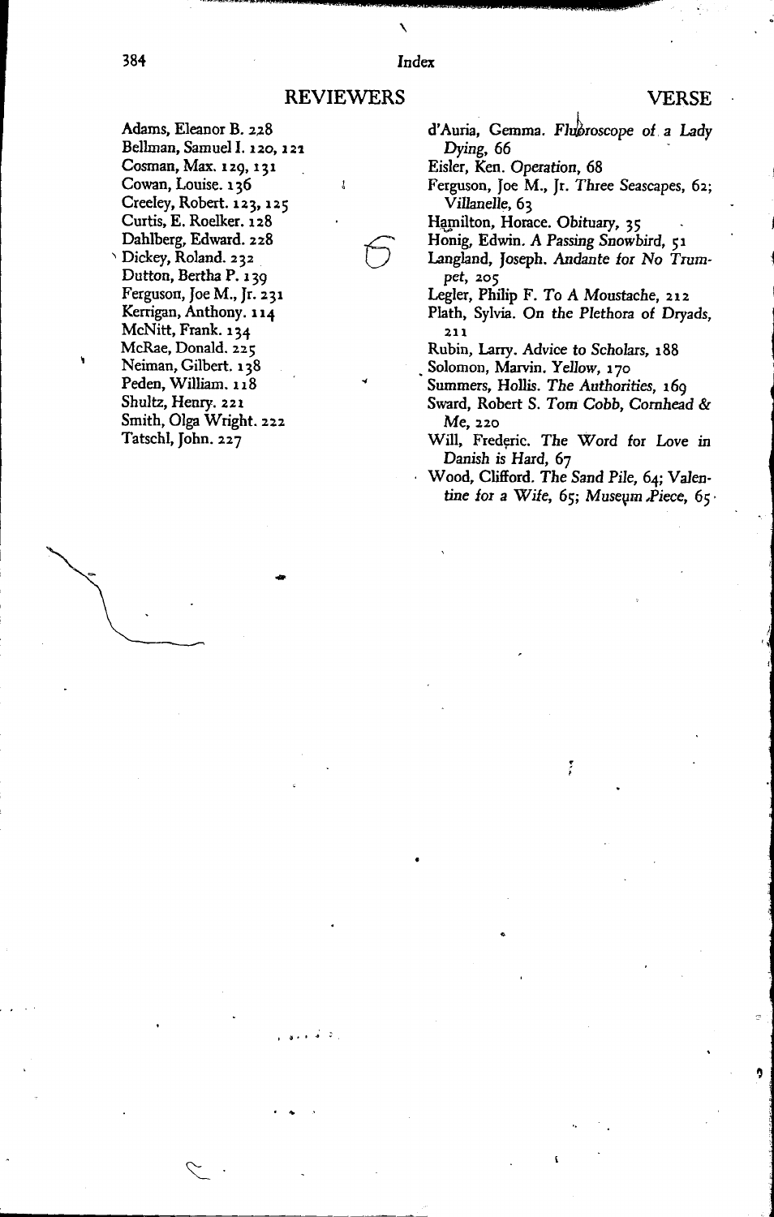## REVIEWERS

Adams, Eleanor B. 228
Bellman, Samuel I. 120, 121
Cosman, Max. 129, 131
Cowan, Louise. 136
Creeley, Robert. 123, 125
Curtis, E. Roelker. 128
Dahlberg, Edward. 228
Dickey, Roland. 232
Dutton, Bertha P. 139
Ferguson, Joe M., Jr. 231
Kerrigan, Anthony. 114
McNitt, Frank. 134
McRae, Donald. 225
Neiman, Gilbert. 138
Peden, William. 118
Shultz, Henry. 221
Smith, Olga Wright. 222
Tatschl, John. 227

## VERSE

d'Auria, Gemma. *Fluoroscope of a Lady Dying*, 66
Eisler, Ken. *Operation*, 68
Ferguson, Joe M., Jr. *Three Seascapes*, 62; *Villanelle*, 63
Hamilton, Horace. *Obituary*, 35
Honig, Edwin. *A Passing Snowbird*, 51
Langland, Joseph. *Andante for No Trumpet*, 205
Legler, Philip F. *To A Moustache*, 212
Plath, Sylvia. *On the Plethora of Dryads*, 211
Rubin, Larry. *Advice to Scholars*, 188
Solomon, Marvin. *Yellow*, 170
Summers, Hollis. *The Authorities*, 169
Sward, Robert S. *Tom Cobb, Cornhead & Me*, 220
Will, Frederic. *The Word for Love in Danish is Hard*, 67
Wood, Clifford. *The Sand Pile*, 64; *Valentine for a Wife*, 65; *Museum Piece*, 65